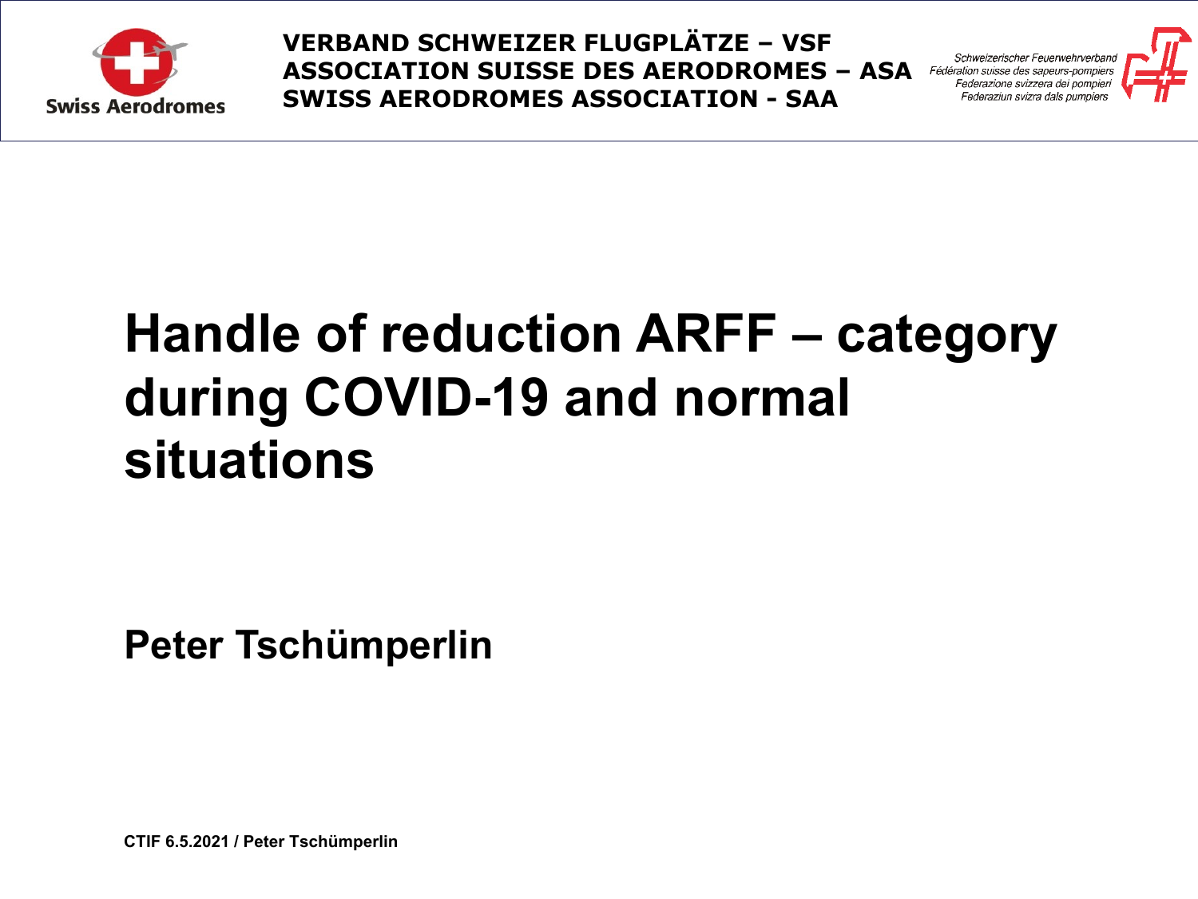VERBAND SCHWEIZER FLUGPLÄTZE – VSF
ASSOCIATION SUISSE DES AERODROMES – ASA
SWISS AERODROMES ASSOCIATION - SAA

Swiss Aerodromes

Schweizerischer Feuerwehrverband
Fédération suisse des sapeurs-pompiers
Federazione svizzera dei pompieri
Federaziun svizra dals pumpiers

# Handle of reduction ARFF – category during COVID-19 and normal situations

**Peter Tschümperlin**

**CTIF 6.5.2021 / Peter Tschümperlin**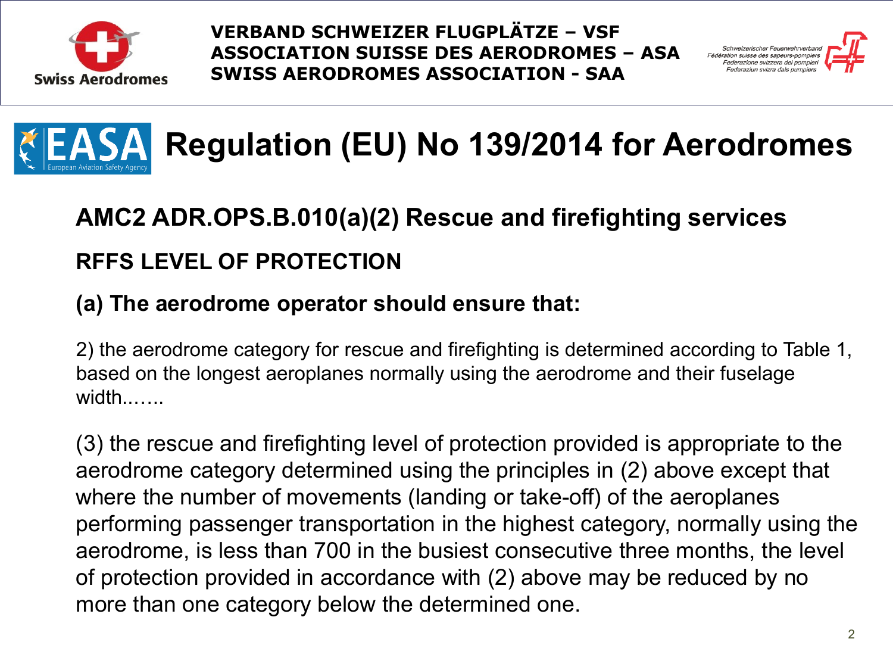VERBAND SCHWEIZER FLUGPLÄTZE – VSF
ASSOCIATION SUISSE DES AERODROMES – ASA
SWISS AERODROMES ASSOCIATION - SAA

# Regulation (EU) No 139/2014 for Aerodromes

## AMC2 ADR.OPS.B.010(a)(2) Rescue and firefighting services

### RFFS LEVEL OF PROTECTION

### (a) The aerodrome operator should ensure that:

2) the aerodrome category for rescue and firefighting is determined according to Table 1, based on the longest aeroplanes normally using the aerodrome and their fuselage width.…...

(3) the rescue and firefighting level of protection provided is appropriate to the aerodrome category determined using the principles in (2) above except that where the number of movements (landing or take-off) of the aeroplanes performing passenger transportation in the highest category, normally using the aerodrome, is less than 700 in the busiest consecutive three months, the level of protection provided in accordance with (2) above may be reduced by no more than one category below the determined one.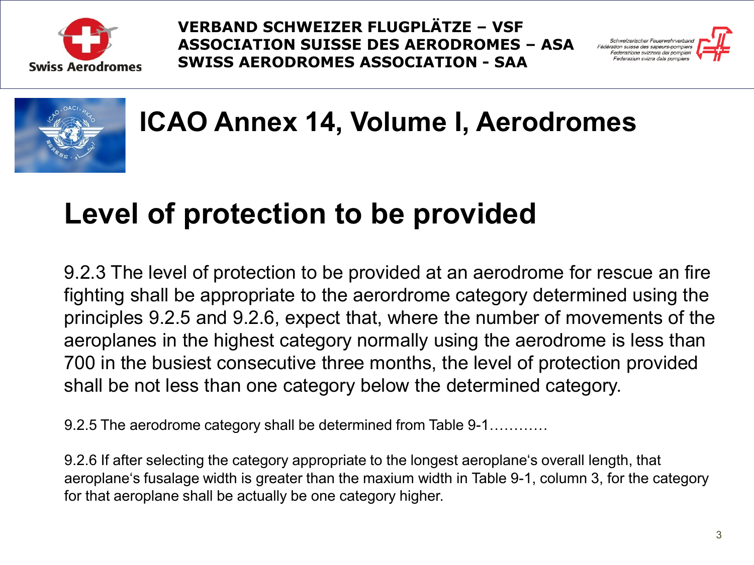VERBAND SCHWEIZER FLUGPLÄTZE – VSF
ASSOCIATION SUISSE DES AERODROMES – ASA
SWISS AERODROMES ASSOCIATION - SAA

# ICAO Annex 14, Volume I, Aerodromes

## Level of protection to be provided

9.2.3 The level of protection to be provided at an aerodrome for rescue an fire fighting shall be appropriate to the aerordrome category determined using the principles 9.2.5 and 9.2.6, expect that, where the number of movements of the aeroplanes in the highest category normally using the aerodrome is less than 700 in the busiest consecutive three months, the level of protection provided shall be not less than one category below the determined category.

9.2.5 The aerodrome category shall be determined from Table 9-1…………

9.2.6 If after selecting the category appropriate to the longest aeroplane‘s overall length, that aeroplane‘s fusalage width is greater than the maxium width in Table 9-1, column 3, for the category for that aeroplane shall be actually be one category higher.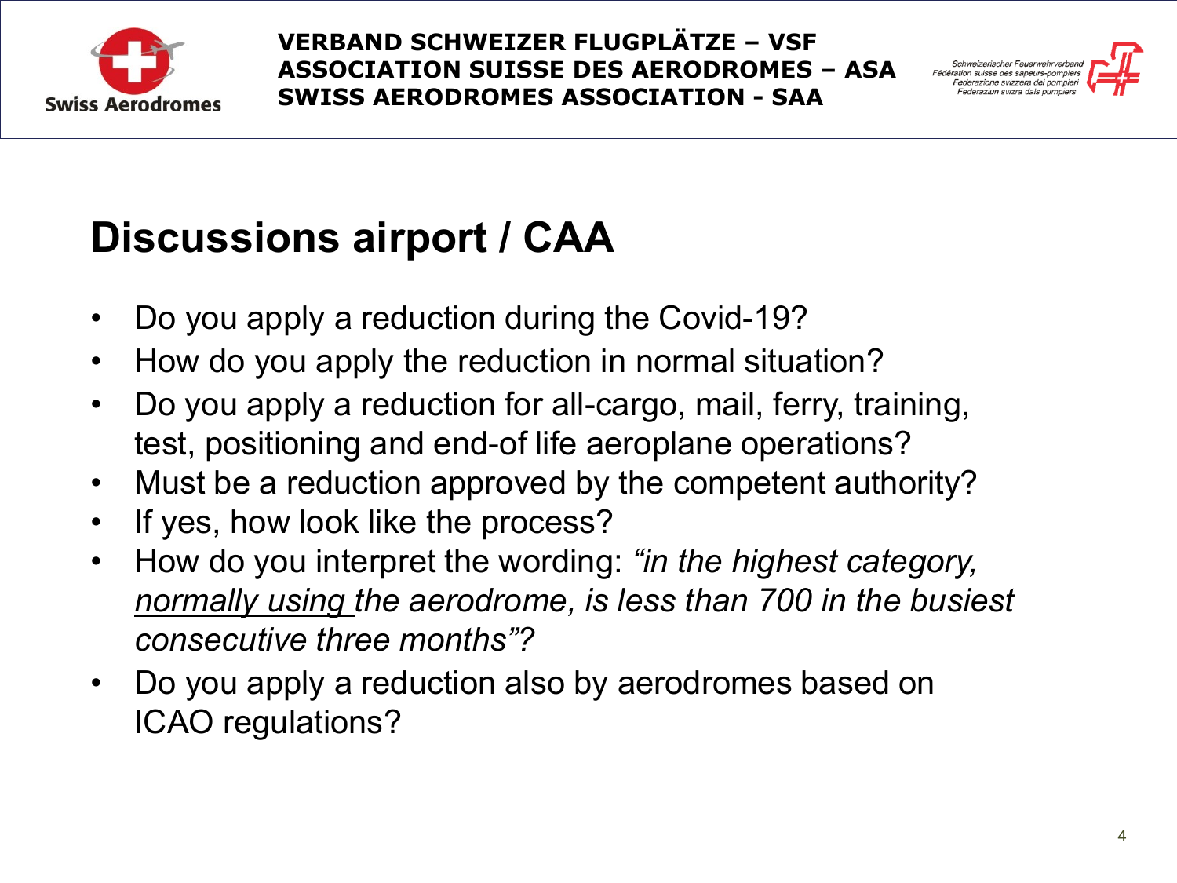VERBAND SCHWEIZER FLUGPLÄTZE – VSF
ASSOCIATION SUISSE DES AERODROMES – ASA
SWISS AERODROMES ASSOCIATION - SAA

# Discussions airport / CAA

- Do you apply a reduction during the Covid-19?
- How do you apply the reduction in normal situation?
- Do you apply a reduction for all-cargo, mail, ferry, training, test, positioning and end-of life aeroplane operations?
- Must be a reduction approved by the competent authority?
- If yes, how look like the process?
- How do you interpret the wording: *"in the highest category, <u>normally using</u> the aerodrome, is less than 700 in the busiest consecutive three months"*?
- Do you apply a reduction also by aerodromes based on ICAO regulations?